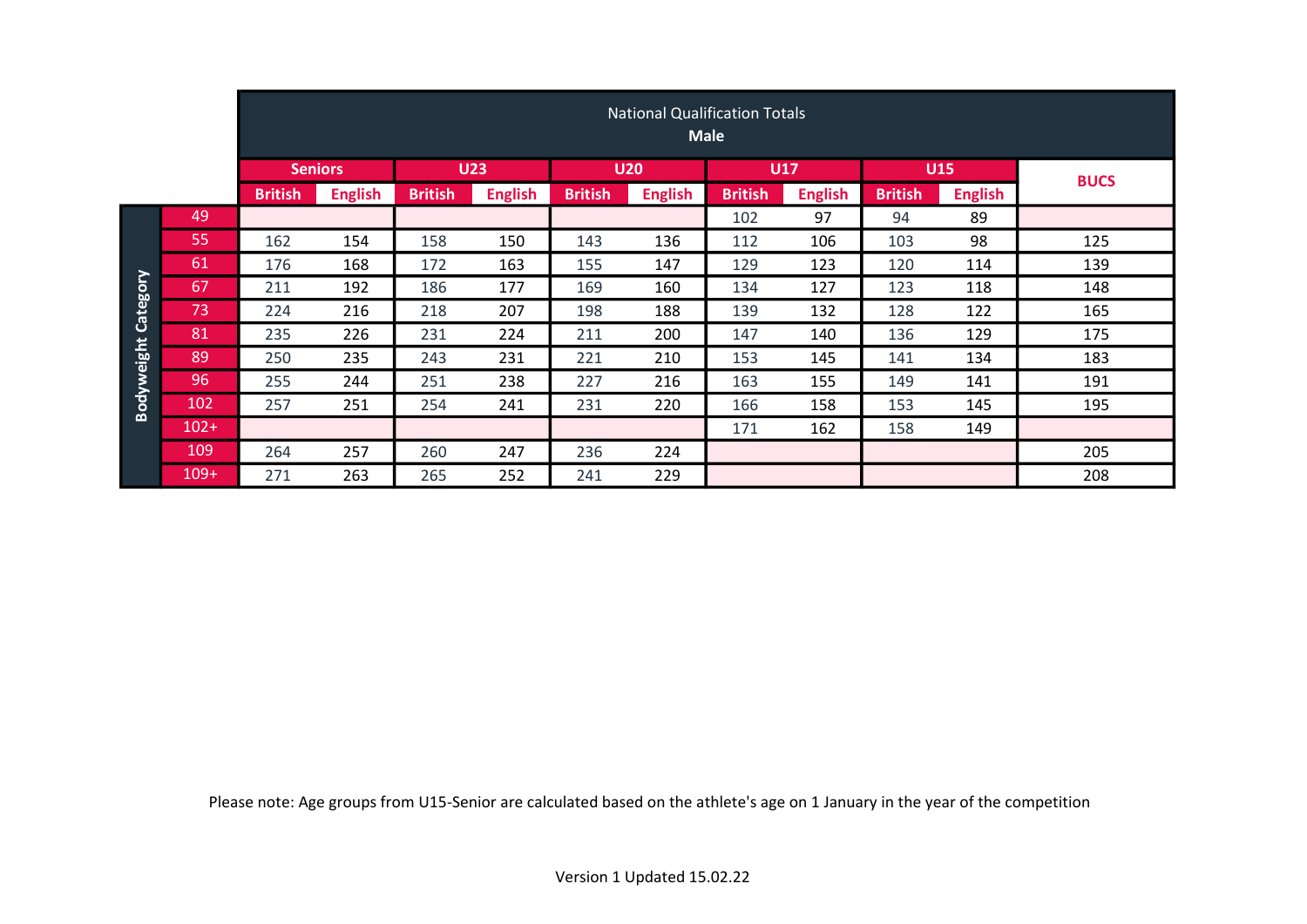## National Qualification Totals

**Male**

| Bodyweight Category | Seniors | | U23 | | U20 | | U17 | | U15 | | BUCS |
|---|---|---|---|---|---|---|---|---|---|---|---|
| | British | English | British | English | British | English | British | English | British | English | |
| 49 | | | | | | | 102 | 97 | 94 | 89 | |
| 55 | 162 | 154 | 158 | 150 | 143 | 136 | 112 | 106 | 103 | 98 | 125 |
| 61 | 176 | 168 | 172 | 163 | 155 | 147 | 129 | 123 | 120 | 114 | 139 |
| 67 | 211 | 192 | 186 | 177 | 169 | 160 | 134 | 127 | 123 | 118 | 148 |
| 73 | 224 | 216 | 218 | 207 | 198 | 188 | 139 | 132 | 128 | 122 | 165 |
| 81 | 235 | 226 | 231 | 224 | 211 | 200 | 147 | 140 | 136 | 129 | 175 |
| 89 | 250 | 235 | 243 | 231 | 221 | 210 | 153 | 145 | 141 | 134 | 183 |
| 96 | 255 | 244 | 251 | 238 | 227 | 216 | 163 | 155 | 149 | 141 | 191 |
| 102 | 257 | 251 | 254 | 241 | 231 | 220 | 166 | 158 | 153 | 145 | 195 |
| 102+ | | | | | | | 171 | 162 | 158 | 149 | |
| 109 | 264 | 257 | 260 | 247 | 236 | 224 | | | | | 205 |
| 109+ | 271 | 263 | 265 | 252 | 241 | 229 | | | | | 208 |

Please note: Age groups from U15-Senior are calculated based on the athlete's age on 1 January in the year of the competition

Version 1 Updated 15.02.22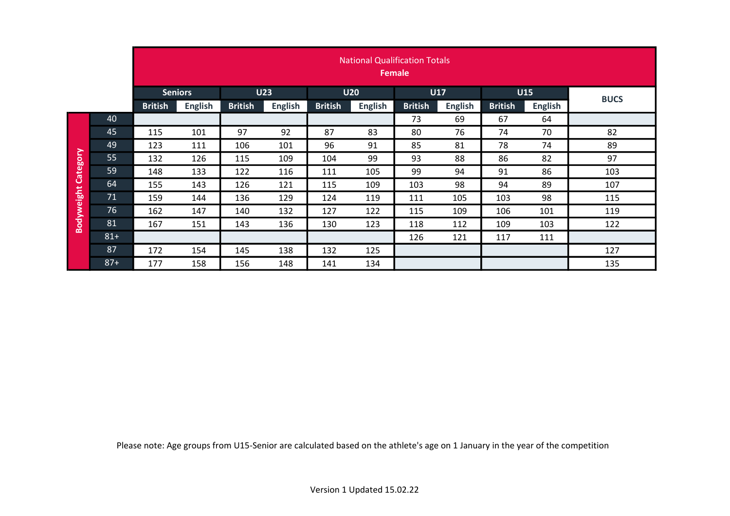## National Qualification Totals

### Female

| Bodyweight Category | Seniors | | U23 | | U20 | | U17 | | U15 | | BUCS |
|---|---|---|---|---|---|---|---|---|---|---|---|
| | British | English | British | English | British | English | British | English | British | English | |
| 40 | | | | | | | 73 | 69 | 67 | 64 | |
| 45 | 115 | 101 | 97 | 92 | 87 | 83 | 80 | 76 | 74 | 70 | 82 |
| 49 | 123 | 111 | 106 | 101 | 96 | 91 | 85 | 81 | 78 | 74 | 89 |
| 55 | 132 | 126 | 115 | 109 | 104 | 99 | 93 | 88 | 86 | 82 | 97 |
| 59 | 148 | 133 | 122 | 116 | 111 | 105 | 99 | 94 | 91 | 86 | 103 |
| 64 | 155 | 143 | 126 | 121 | 115 | 109 | 103 | 98 | 94 | 89 | 107 |
| 71 | 159 | 144 | 136 | 129 | 124 | 119 | 111 | 105 | 103 | 98 | 115 |
| 76 | 162 | 147 | 140 | 132 | 127 | 122 | 115 | 109 | 106 | 101 | 119 |
| 81 | 167 | 151 | 143 | 136 | 130 | 123 | 118 | 112 | 109 | 103 | 122 |
| 81+ | | | | | | | 126 | 121 | 117 | 111 | |
| 87 | 172 | 154 | 145 | 138 | 132 | 125 | | | | | 127 |
| 87+ | 177 | 158 | 156 | 148 | 141 | 134 | | | | | 135 |

Please note: Age groups from U15-Senior are calculated based on the athlete's age on 1 January in the year of the competition

Version 1 Updated 15.02.22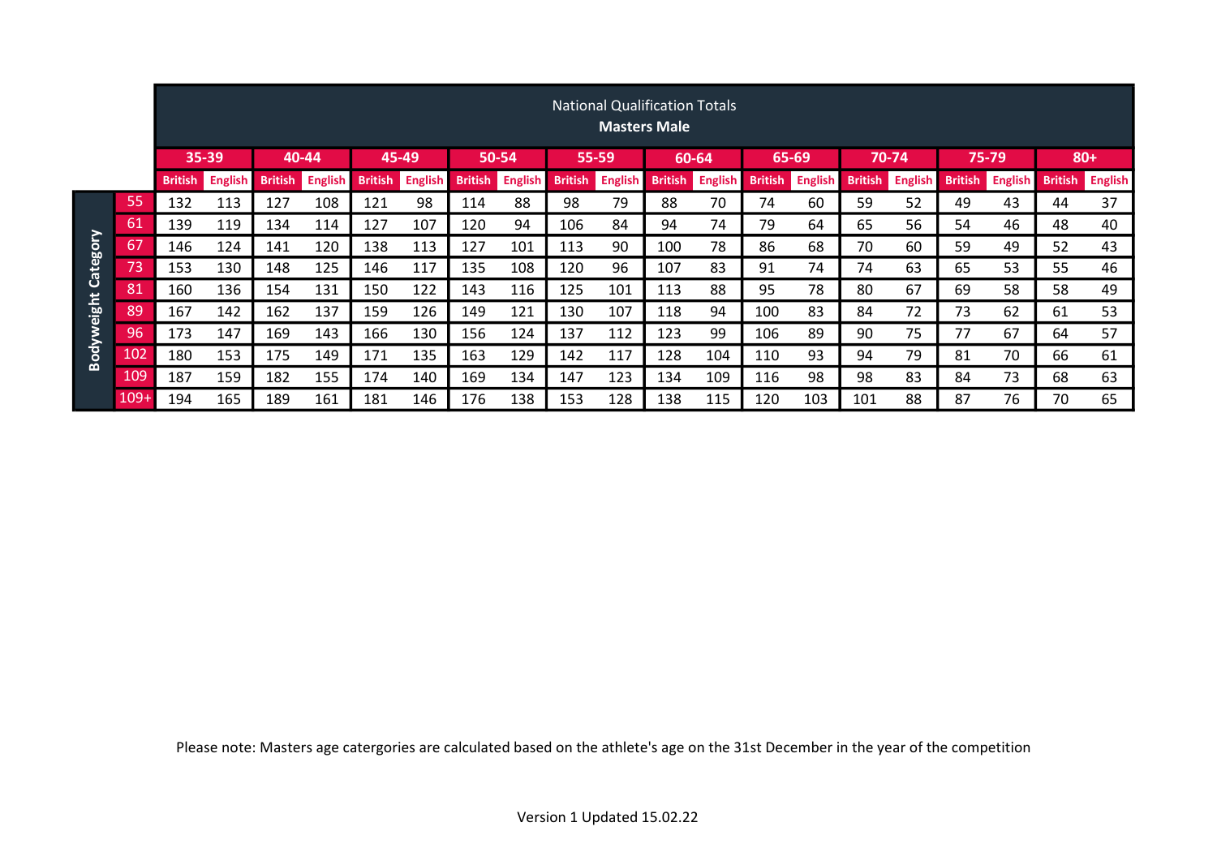## National Qualification Totals
### Masters Male

| Bodyweight Category | 35-39 | | 40-44 | | 45-49 | | 50-54 | | 55-59 | | 60-64 | | 65-69 | | 70-74 | | 75-79 | | 80+ | |
|---|---|---|---|---|---|---|---|---|---|---|---|---|---|---|---|---|---|---|---|---|
| | British | English | British | English | British | English | British | English | British | English | British | English | British | English | British | English | British | English | British | English |
| 55 | 132 | 113 | 127 | 108 | 121 | 98 | 114 | 88 | 98 | 79 | 88 | 70 | 74 | 60 | 59 | 52 | 49 | 43 | 44 | 37 |
| 61 | 139 | 119 | 134 | 114 | 127 | 107 | 120 | 94 | 106 | 84 | 94 | 74 | 79 | 64 | 65 | 56 | 54 | 46 | 48 | 40 |
| 67 | 146 | 124 | 141 | 120 | 138 | 113 | 127 | 101 | 113 | 90 | 100 | 78 | 86 | 68 | 70 | 60 | 59 | 49 | 52 | 43 |
| 73 | 153 | 130 | 148 | 125 | 146 | 117 | 135 | 108 | 120 | 96 | 107 | 83 | 91 | 74 | 74 | 63 | 65 | 53 | 55 | 46 |
| 81 | 160 | 136 | 154 | 131 | 150 | 122 | 143 | 116 | 125 | 101 | 113 | 88 | 95 | 78 | 80 | 67 | 69 | 58 | 58 | 49 |
| 89 | 167 | 142 | 162 | 137 | 159 | 126 | 149 | 121 | 130 | 107 | 118 | 94 | 100 | 83 | 84 | 72 | 73 | 62 | 61 | 53 |
| 96 | 173 | 147 | 169 | 143 | 166 | 130 | 156 | 124 | 137 | 112 | 123 | 99 | 106 | 89 | 90 | 75 | 77 | 67 | 64 | 57 |
| 102 | 180 | 153 | 175 | 149 | 171 | 135 | 163 | 129 | 142 | 117 | 128 | 104 | 110 | 93 | 94 | 79 | 81 | 70 | 66 | 61 |
| 109 | 187 | 159 | 182 | 155 | 174 | 140 | 169 | 134 | 147 | 123 | 134 | 109 | 116 | 98 | 98 | 83 | 84 | 73 | 68 | 63 |
| 109+ | 194 | 165 | 189 | 161 | 181 | 146 | 176 | 138 | 153 | 128 | 138 | 115 | 120 | 103 | 101 | 88 | 87 | 76 | 70 | 65 |

Please note: Masters age catergories are calculated based on the athlete's age on the 31st December in the year of the competition

Version 1 Updated 15.02.22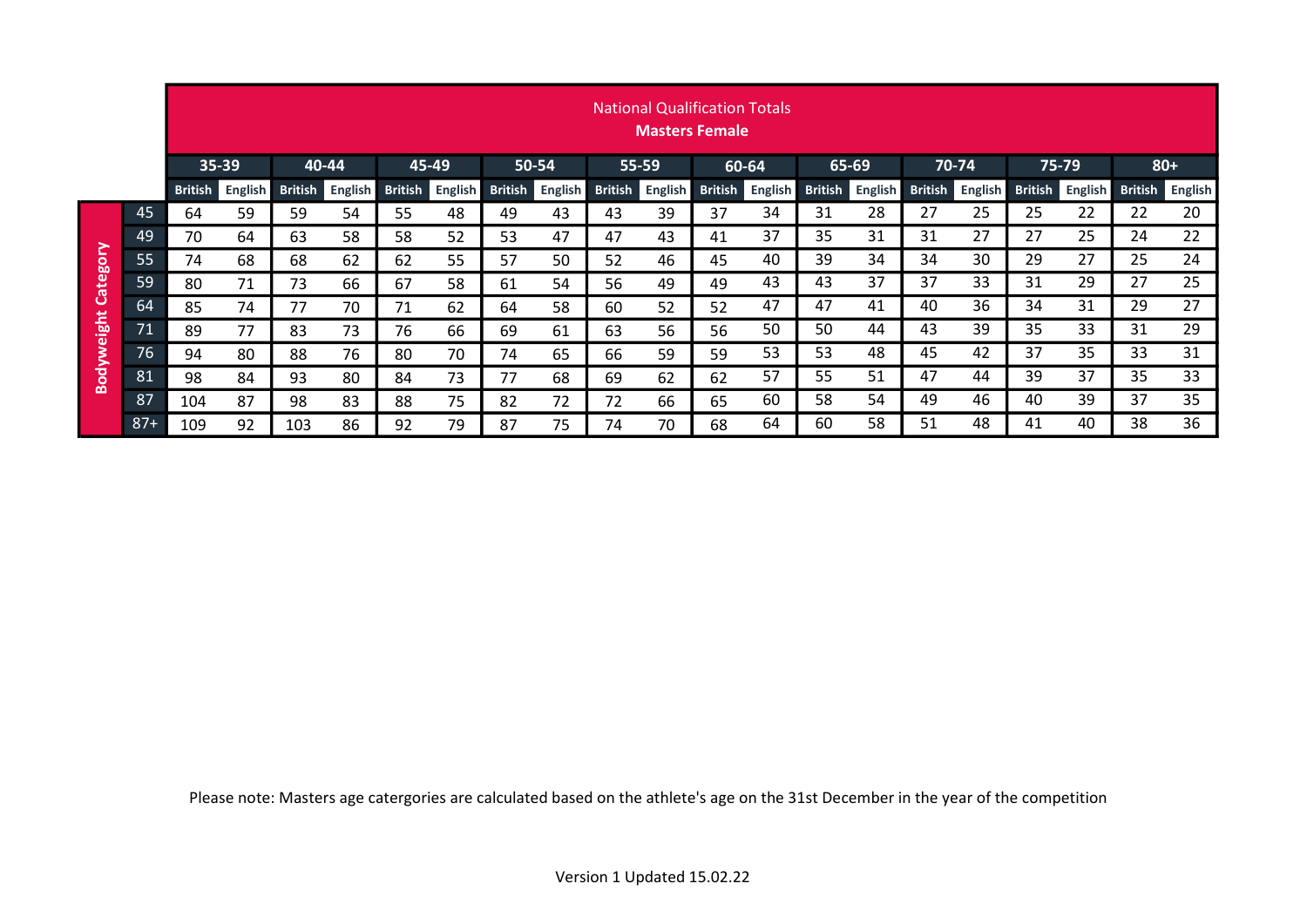## National Qualification Totals
### Masters Female

| Bodyweight Category | 35-39 | | 40-44 | | 45-49 | | 50-54 | | 55-59 | | 60-64 | | 65-69 | | 70-74 | | 75-79 | | 80+ | |
|---|---|---|---|---|---|---|---|---|---|---|---|---|---|---|---|---|---|---|---|---|
| | British | English | British | English | British | English | British | English | British | English | British | English | British | English | British | English | British | English | British | English |
| 45 | 64 | 59 | 59 | 54 | 55 | 48 | 49 | 43 | 43 | 39 | 37 | 34 | 31 | 28 | 27 | 25 | 25 | 22 | 22 | 20 |
| 49 | 70 | 64 | 63 | 58 | 58 | 52 | 53 | 47 | 47 | 43 | 41 | 37 | 35 | 31 | 31 | 27 | 27 | 25 | 24 | 22 |
| 55 | 74 | 68 | 68 | 62 | 62 | 55 | 57 | 50 | 52 | 46 | 45 | 40 | 39 | 34 | 34 | 30 | 29 | 27 | 25 | 24 |
| 59 | 80 | 71 | 73 | 66 | 67 | 58 | 61 | 54 | 56 | 49 | 49 | 43 | 43 | 37 | 37 | 33 | 31 | 29 | 27 | 25 |
| 64 | 85 | 74 | 77 | 70 | 71 | 62 | 64 | 58 | 60 | 52 | 52 | 47 | 47 | 41 | 40 | 36 | 34 | 31 | 29 | 27 |
| 71 | 89 | 77 | 83 | 73 | 76 | 66 | 69 | 61 | 63 | 56 | 56 | 50 | 50 | 44 | 43 | 39 | 35 | 33 | 31 | 29 |
| 76 | 94 | 80 | 88 | 76 | 80 | 70 | 74 | 65 | 66 | 59 | 59 | 53 | 53 | 48 | 45 | 42 | 37 | 35 | 33 | 31 |
| 81 | 98 | 84 | 93 | 80 | 84 | 73 | 77 | 68 | 69 | 62 | 62 | 57 | 55 | 51 | 47 | 44 | 39 | 37 | 35 | 33 |
| 87 | 104 | 87 | 98 | 83 | 88 | 75 | 82 | 72 | 72 | 66 | 65 | 60 | 58 | 54 | 49 | 46 | 40 | 39 | 37 | 35 |
| 87+ | 109 | 92 | 103 | 86 | 92 | 79 | 87 | 75 | 74 | 70 | 68 | 64 | 60 | 58 | 51 | 48 | 41 | 40 | 38 | 36 |

Please note: Masters age catergories are calculated based on the athlete's age on the 31st December in the year of the competition

Version 1 Updated 15.02.22